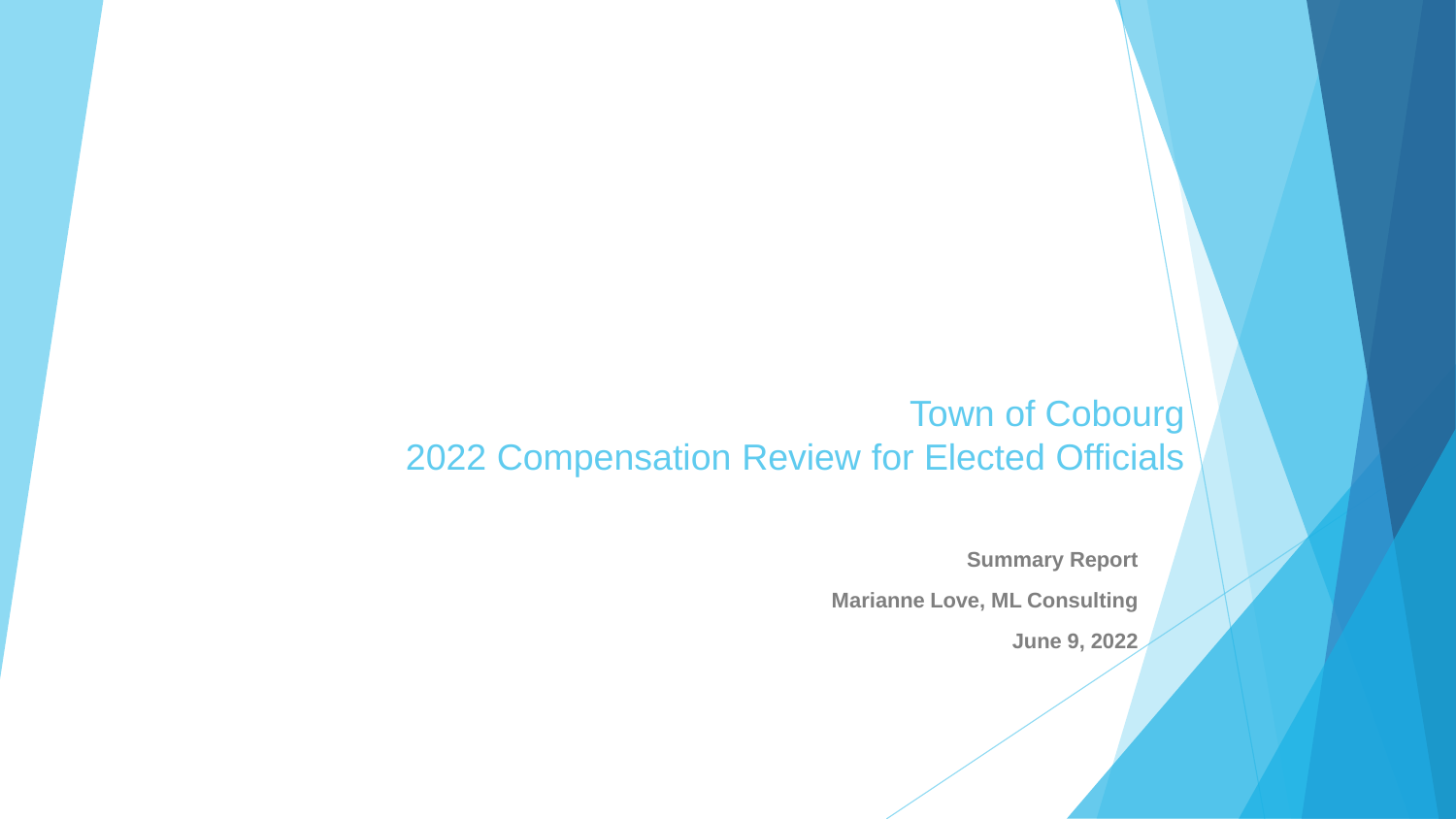# Town of Cobourg
# 2022 Compensation Review for Elected Officials

**Summary Report**

**Marianne Love, ML Consulting**

**June 9, 2022**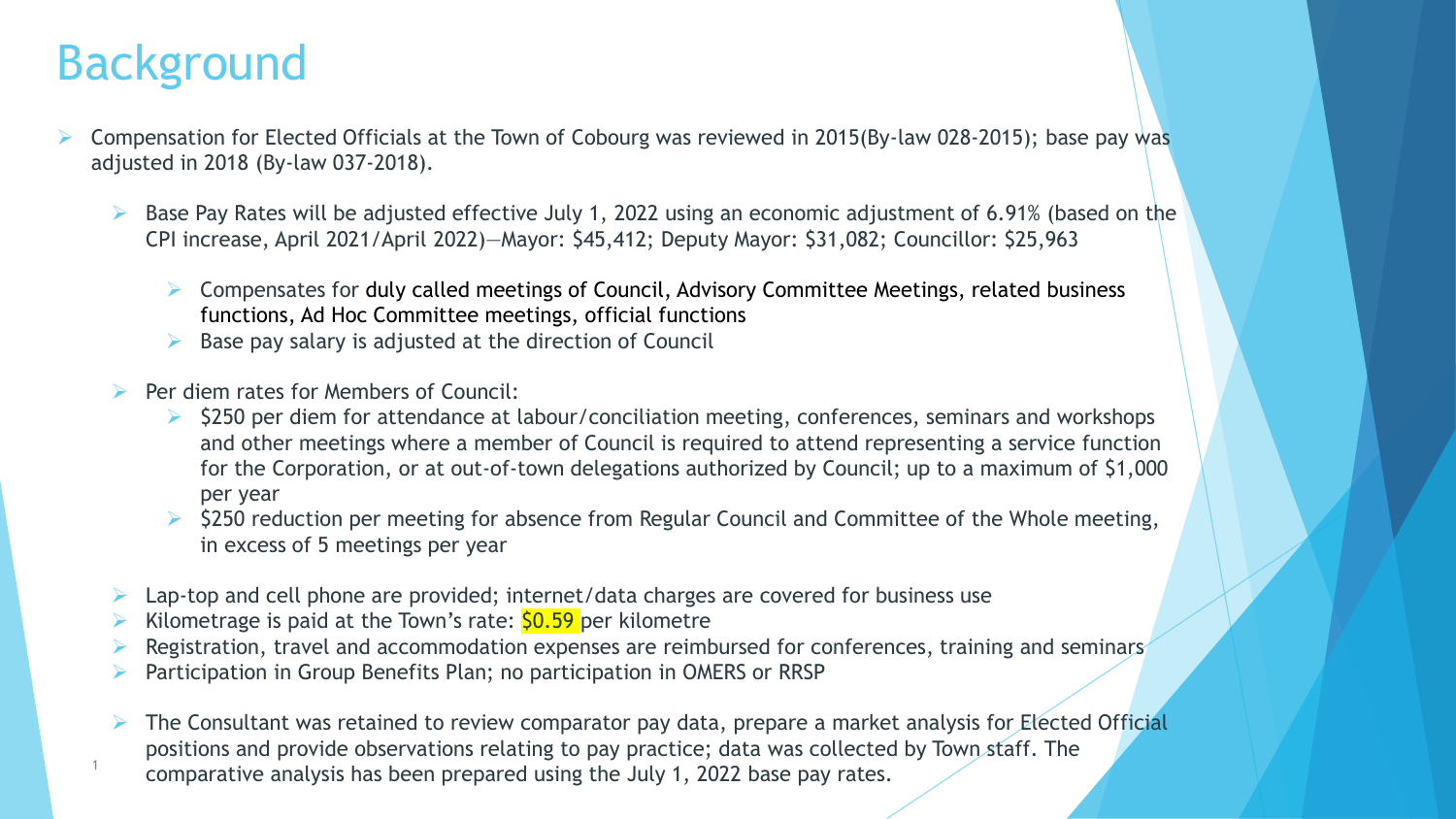# Background

- Compensation for Elected Officials at the Town of Cobourg was reviewed in 2015(By-law 028-2015); base pay was adjusted in 2018 (By-law 037-2018).
  - Base Pay Rates will be adjusted effective July 1, 2022 using an economic adjustment of 6.91% (based on the CPI increase, April 2021/April 2022)—Mayor: $45,412; Deputy Mayor: $31,082; Councillor: $25,963
    - Compensates for duly called meetings of Council, Advisory Committee Meetings, related business functions, Ad Hoc Committee meetings, official functions
    - Base pay salary is adjusted at the direction of Council
  - Per diem rates for Members of Council:
    - $250 per diem for attendance at labour/conciliation meeting, conferences, seminars and workshops and other meetings where a member of Council is required to attend representing a service function for the Corporation, or at out-of-town delegations authorized by Council; up to a maximum of $1,000 per year
    - $250 reduction per meeting for absence from Regular Council and Committee of the Whole meeting, in excess of 5 meetings per year
  - Lap-top and cell phone are provided; internet/data charges are covered for business use
  - Kilometrage is paid at the Town's rate: $0.59 per kilometre
  - Registration, travel and accommodation expenses are reimbursed for conferences, training and seminars
  - Participation in Group Benefits Plan; no participation in OMERS or RRSP
  - The Consultant was retained to review comparator pay data, prepare a market analysis for Elected Official positions and provide observations relating to pay practice; data was collected by Town staff. The comparative analysis has been prepared using the July 1, 2022 base pay rates.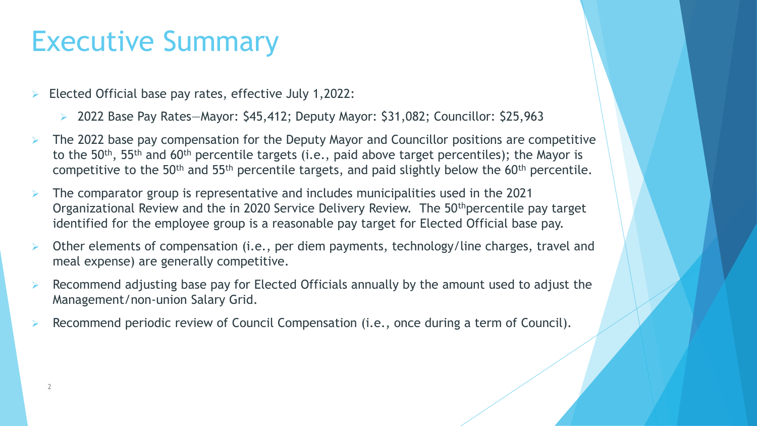# Executive Summary

- Elected Official base pay rates, effective July 1,2022:
  - 2022 Base Pay Rates—Mayor: $45,412; Deputy Mayor: $31,082; Councillor: $25,963
- The 2022 base pay compensation for the Deputy Mayor and Councillor positions are competitive to the 50th, 55th and 60th percentile targets (i.e., paid above target percentiles); the Mayor is competitive to the 50th and 55th percentile targets, and paid slightly below the 60th percentile.
- The comparator group is representative and includes municipalities used in the 2021 Organizational Review and the in 2020 Service Delivery Review. The 50thpercentile pay target identified for the employee group is a reasonable pay target for Elected Official base pay.
- Other elements of compensation (i.e., per diem payments, technology/line charges, travel and meal expense) are generally competitive.
- Recommend adjusting base pay for Elected Officials annually by the amount used to adjust the Management/non-union Salary Grid.
- Recommend periodic review of Council Compensation (i.e., once during a term of Council).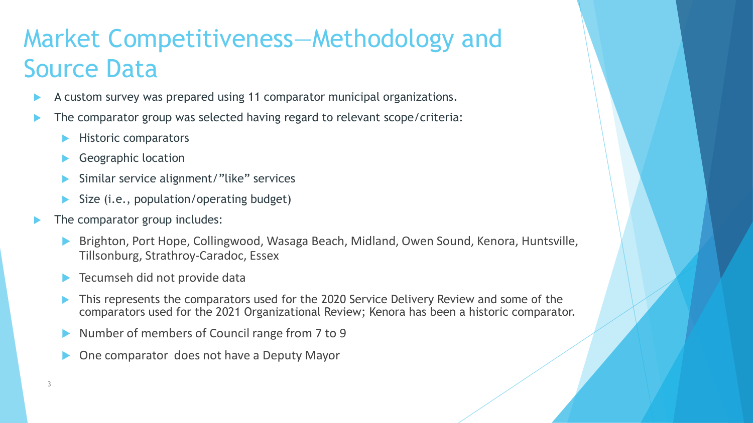# Market Competitiveness—Methodology and Source Data

- A custom survey was prepared using 11 comparator municipal organizations.
- The comparator group was selected having regard to relevant scope/criteria:
  - Historic comparators
  - Geographic location
  - Similar service alignment/"like" services
  - Size (i.e., population/operating budget)
- The comparator group includes:
  - Brighton, Port Hope, Collingwood, Wasaga Beach, Midland, Owen Sound, Kenora, Huntsville, Tillsonburg, Strathroy-Caradoc, Essex
  - Tecumseh did not provide data
  - This represents the comparators used for the 2020 Service Delivery Review and some of the comparators used for the 2021 Organizational Review; Kenora has been a historic comparator.
  - Number of members of Council range from 7 to 9
  - One comparator does not have a Deputy Mayor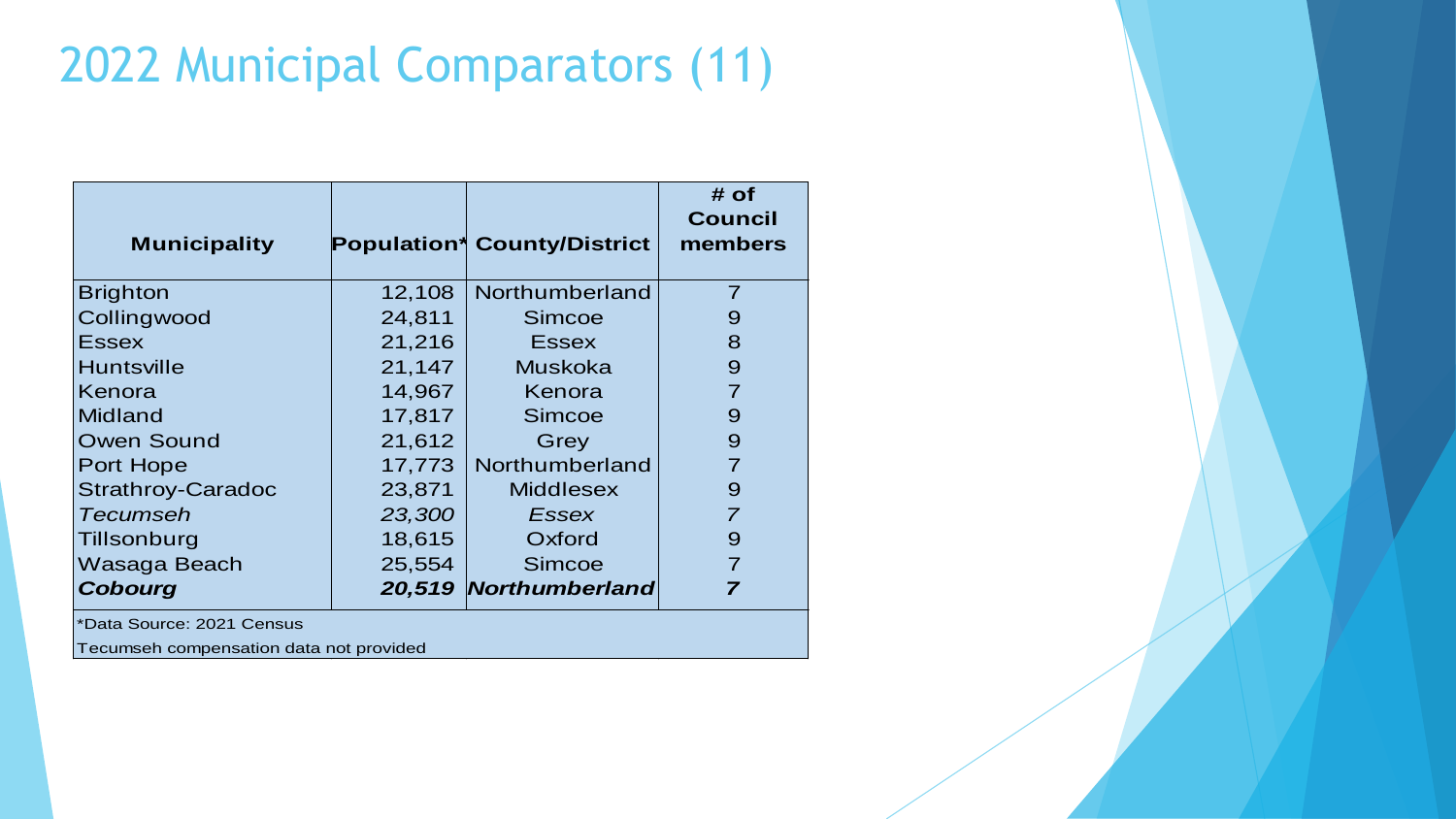# 2022 Municipal Comparators (11)

| Municipality | Population* | County/District | # of Council members |
|---|---|---|---|
| Brighton | 12,108 | Northumberland | 7 |
| Collingwood | 24,811 | Simcoe | 9 |
| Essex | 21,216 | Essex | 8 |
| Huntsville | 21,147 | Muskoka | 9 |
| Kenora | 14,967 | Kenora | 7 |
| Midland | 17,817 | Simcoe | 9 |
| Owen Sound | 21,612 | Grey | 9 |
| Port Hope | 17,773 | Northumberland | 7 |
| Strathroy-Caradoc | 23,871 | Middlesex | 9 |
| *Tecumseh* | *23,300* | *Essex* | *7* |
| Tillsonburg | 18,615 | Oxford | 9 |
| Wasaga Beach | 25,554 | Simcoe | 7 |
| ***Cobourg*** | ***20,519*** | ***Northumberland*** | ***7*** |

*Data Source: 2021 Census

Tecumseh compensation data not provided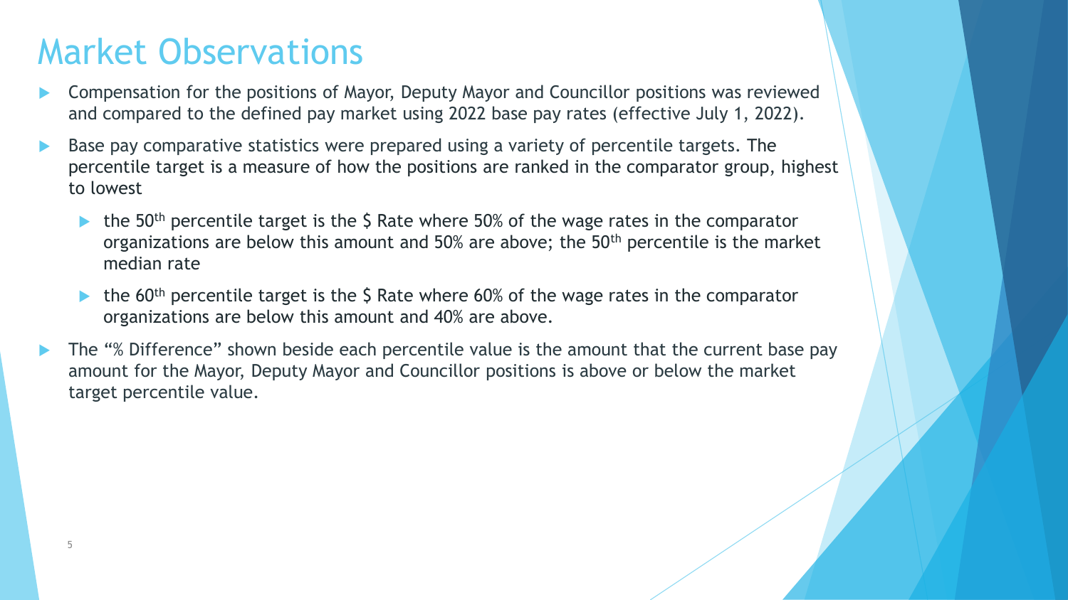# Market Observations

- Compensation for the positions of Mayor, Deputy Mayor and Councillor positions was reviewed and compared to the defined pay market using 2022 base pay rates (effective July 1, 2022).
- Base pay comparative statistics were prepared using a variety of percentile targets. The percentile target is a measure of how the positions are ranked in the comparator group, highest to lowest
  - the 50th percentile target is the $ Rate where 50% of the wage rates in the comparator organizations are below this amount and 50% are above; the 50th percentile is the market median rate
  - the 60th percentile target is the $ Rate where 60% of the wage rates in the comparator organizations are below this amount and 40% are above.
- The "% Difference" shown beside each percentile value is the amount that the current base pay amount for the Mayor, Deputy Mayor and Councillor positions is above or below the market target percentile value.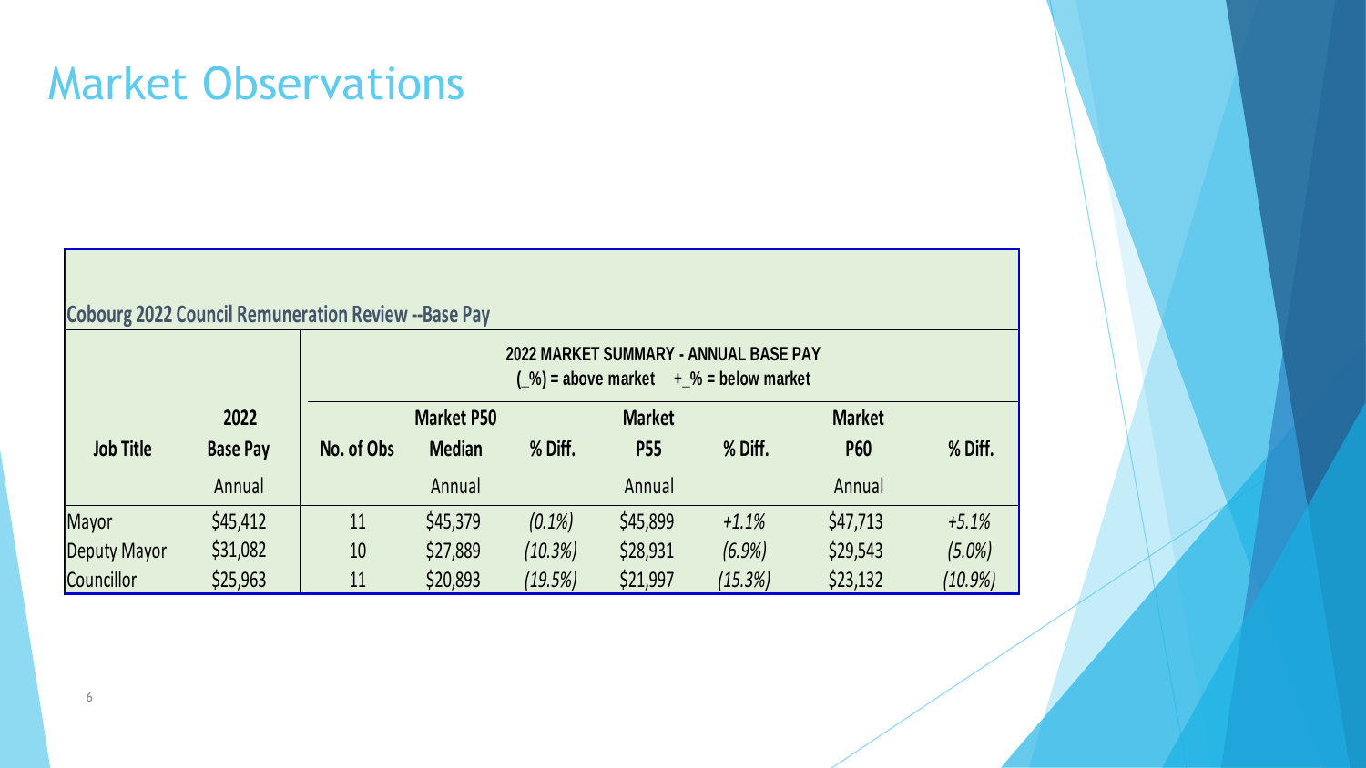# Market Observations

**Cobourg 2022 Council Remuneration Review --Base Pay**

| | | 2022 MARKET SUMMARY - ANNUAL BASE PAY<br>(_%) = above market + _% = below market | | | | | | |
|---|---|---|---|---|---|---|---|---|
| **Job Title** | **2022 Base Pay** | **No. of Obs** | **Market P50 Median** | **% Diff.** | **Market P55** | **% Diff.** | **Market P60** | **% Diff.** |
| | Annual | | Annual | | Annual | | Annual | |
| Mayor | $45,412 | 11 | $45,379 | *(0.1%)* | $45,899 | *+1.1%* | $47,713 | *+5.1%* |
| Deputy Mayor | $31,082 | 10 | $27,889 | *(10.3%)* | $28,931 | *(6.9%)* | $29,543 | *(5.0%)* |
| Councillor | $25,963 | 11 | $20,893 | *(19.5%)* | $21,997 | *(15.3%)* | $23,132 | *(10.9%)* |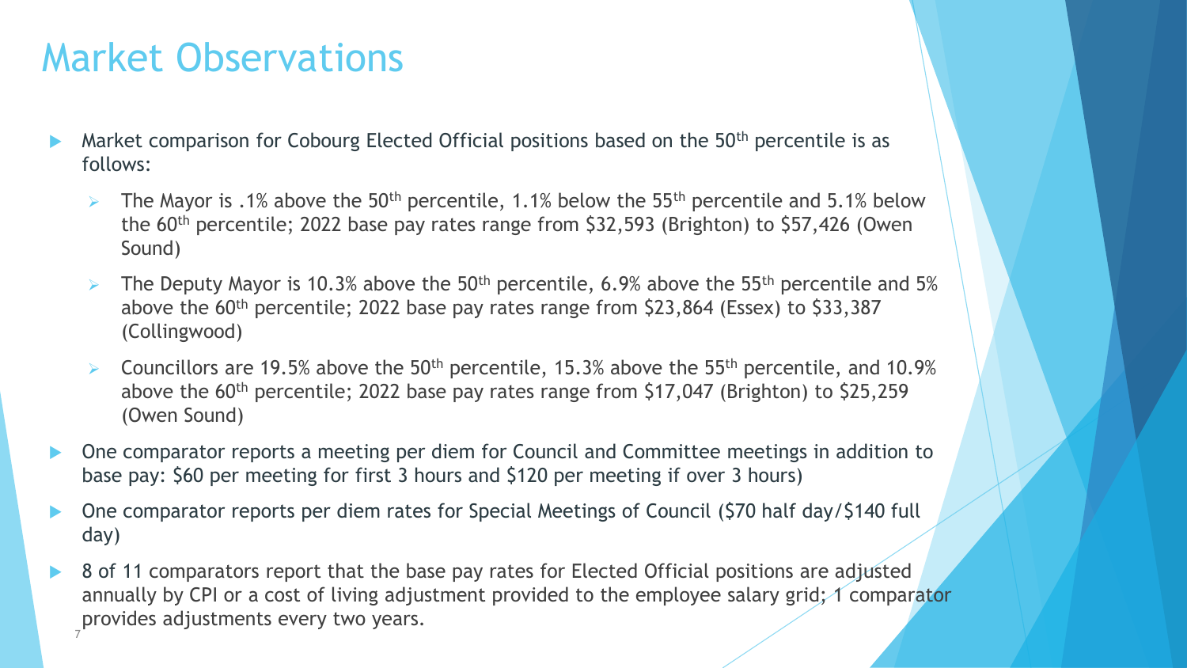# Market Observations

- Market comparison for Cobourg Elected Official positions based on the 50th percentile is as follows:
  - The Mayor is .1% above the 50th percentile, 1.1% below the 55th percentile and 5.1% below the 60th percentile; 2022 base pay rates range from $32,593 (Brighton) to $57,426 (Owen Sound)
  - The Deputy Mayor is 10.3% above the 50th percentile, 6.9% above the 55th percentile and 5% above the 60th percentile; 2022 base pay rates range from $23,864 (Essex) to $33,387 (Collingwood)
  - Councillors are 19.5% above the 50th percentile, 15.3% above the 55th percentile, and 10.9% above the 60th percentile; 2022 base pay rates range from $17,047 (Brighton) to $25,259 (Owen Sound)
- One comparator reports a meeting per diem for Council and Committee meetings in addition to base pay: $60 per meeting for first 3 hours and $120 per meeting if over 3 hours)
- One comparator reports per diem rates for Special Meetings of Council ($70 half day/$140 full day)
- 8 of 11 comparators report that the base pay rates for Elected Official positions are adjusted annually by CPI or a cost of living adjustment provided to the employee salary grid; 1 comparator provides adjustments every two years.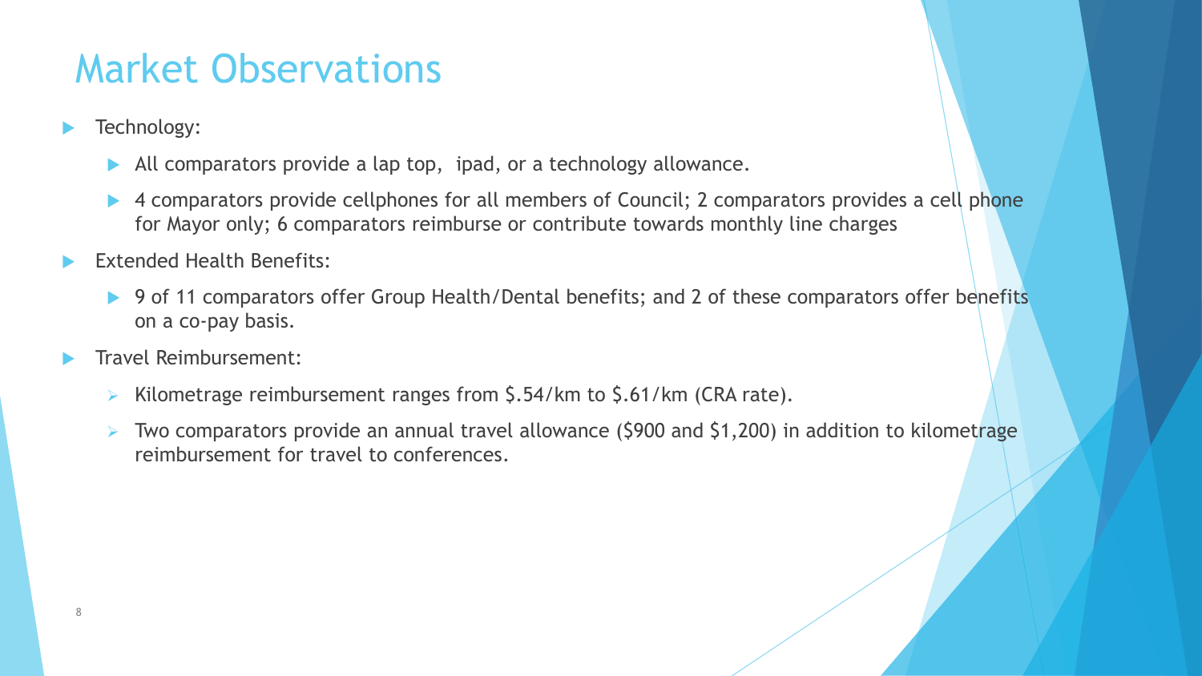# Market Observations

- Technology:
  - All comparators provide a lap top,  ipad, or a technology allowance.
  - 4 comparators provide cellphones for all members of Council; 2 comparators provides a cell phone for Mayor only; 6 comparators reimburse or contribute towards monthly line charges
- Extended Health Benefits:
  - 9 of 11 comparators offer Group Health/Dental benefits; and 2 of these comparators offer benefits on a co-pay basis.
- Travel Reimbursement:
  - Kilometrage reimbursement ranges from $.54/km to $.61/km (CRA rate).
  - Two comparators provide an annual travel allowance ($900 and $1,200) in addition to kilometrage reimbursement for travel to conferences.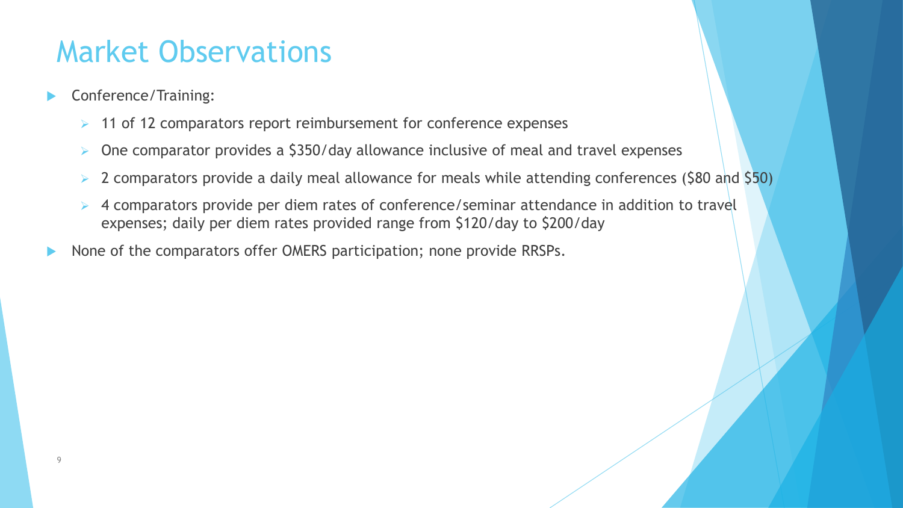# Market Observations

- Conference/Training:
  - 11 of 12 comparators report reimbursement for conference expenses
  - One comparator provides a $350/day allowance inclusive of meal and travel expenses
  - 2 comparators provide a daily meal allowance for meals while attending conferences ($80 and $50)
  - 4 comparators provide per diem rates of conference/seminar attendance in addition to travel expenses; daily per diem rates provided range from $120/day to $200/day
- None of the comparators offer OMERS participation; none provide RRSPs.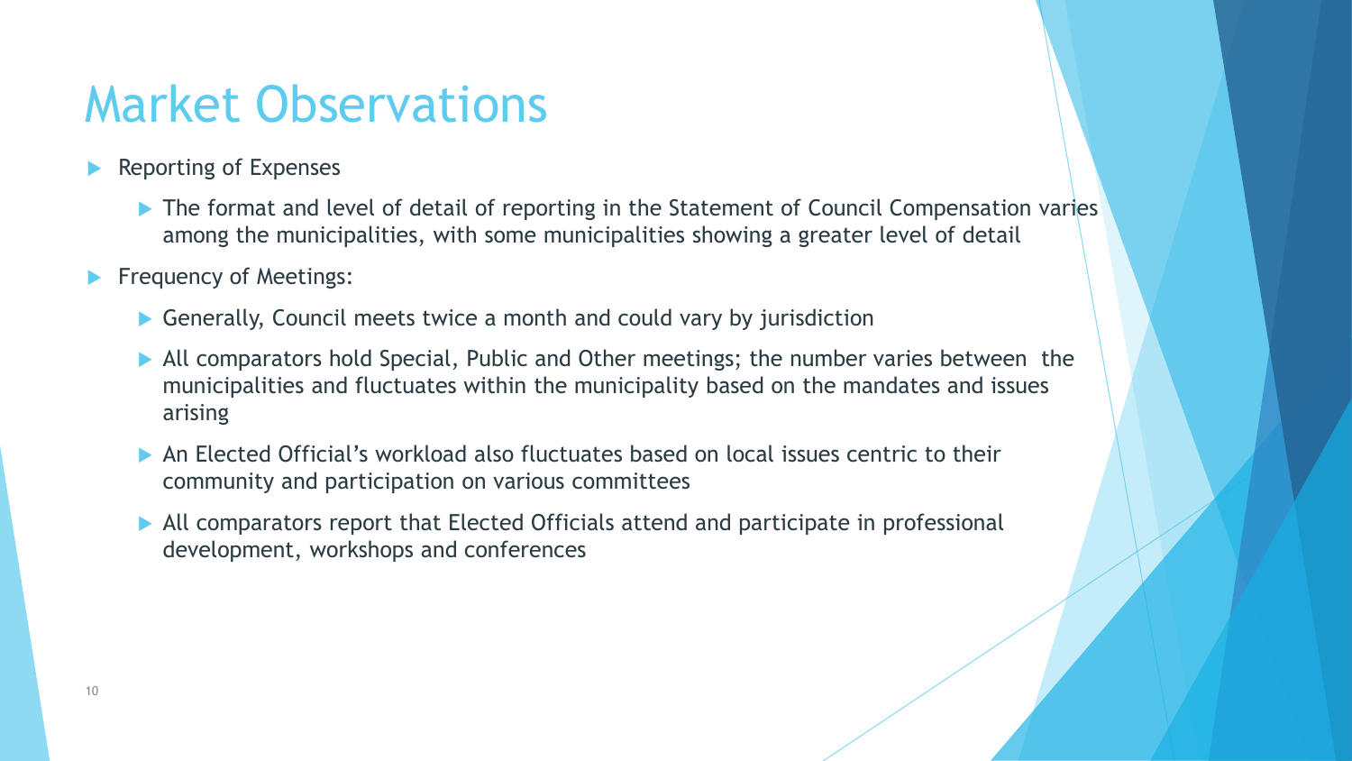# Market Observations

- Reporting of Expenses
  - The format and level of detail of reporting in the Statement of Council Compensation varies among the municipalities, with some municipalities showing a greater level of detail
- Frequency of Meetings:
  - Generally, Council meets twice a month and could vary by jurisdiction
  - All comparators hold Special, Public and Other meetings; the number varies between the municipalities and fluctuates within the municipality based on the mandates and issues arising
  - An Elected Official's workload also fluctuates based on local issues centric to their community and participation on various committees
  - All comparators report that Elected Officials attend and participate in professional development, workshops and conferences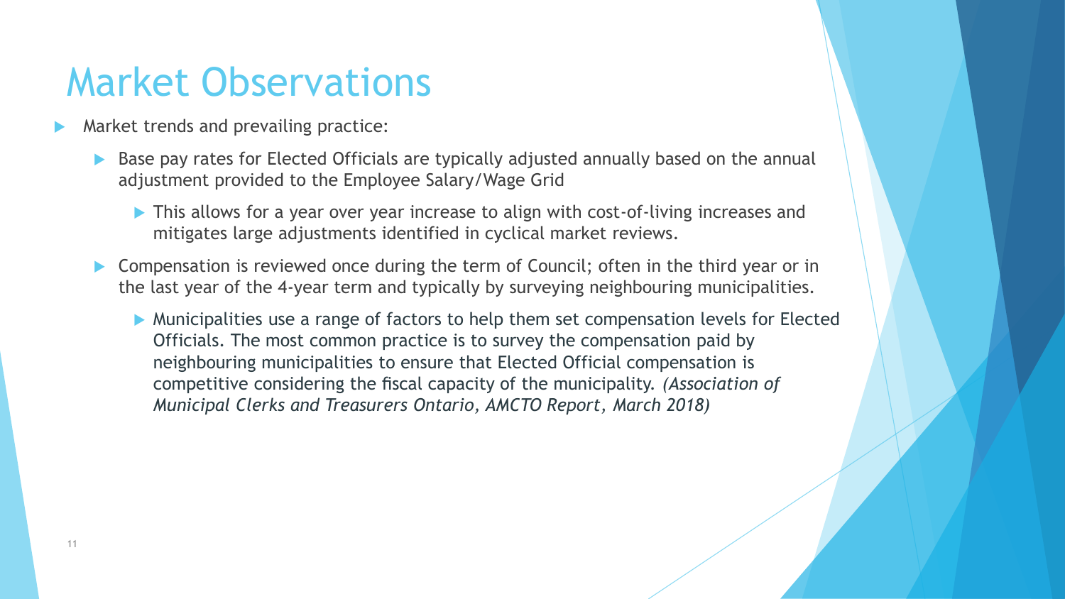# Market Observations

- Market trends and prevailing practice:
  - Base pay rates for Elected Officials are typically adjusted annually based on the annual adjustment provided to the Employee Salary/Wage Grid
    - This allows for a year over year increase to align with cost-of-living increases and mitigates large adjustments identified in cyclical market reviews.
  - Compensation is reviewed once during the term of Council; often in the third year or in the last year of the 4-year term and typically by surveying neighbouring municipalities.
    - Municipalities use a range of factors to help them set compensation levels for Elected Officials. The most common practice is to survey the compensation paid by neighbouring municipalities to ensure that Elected Official compensation is competitive considering the fiscal capacity of the municipality. *(Association of Municipal Clerks and Treasurers Ontario, AMCTO Report, March 2018)*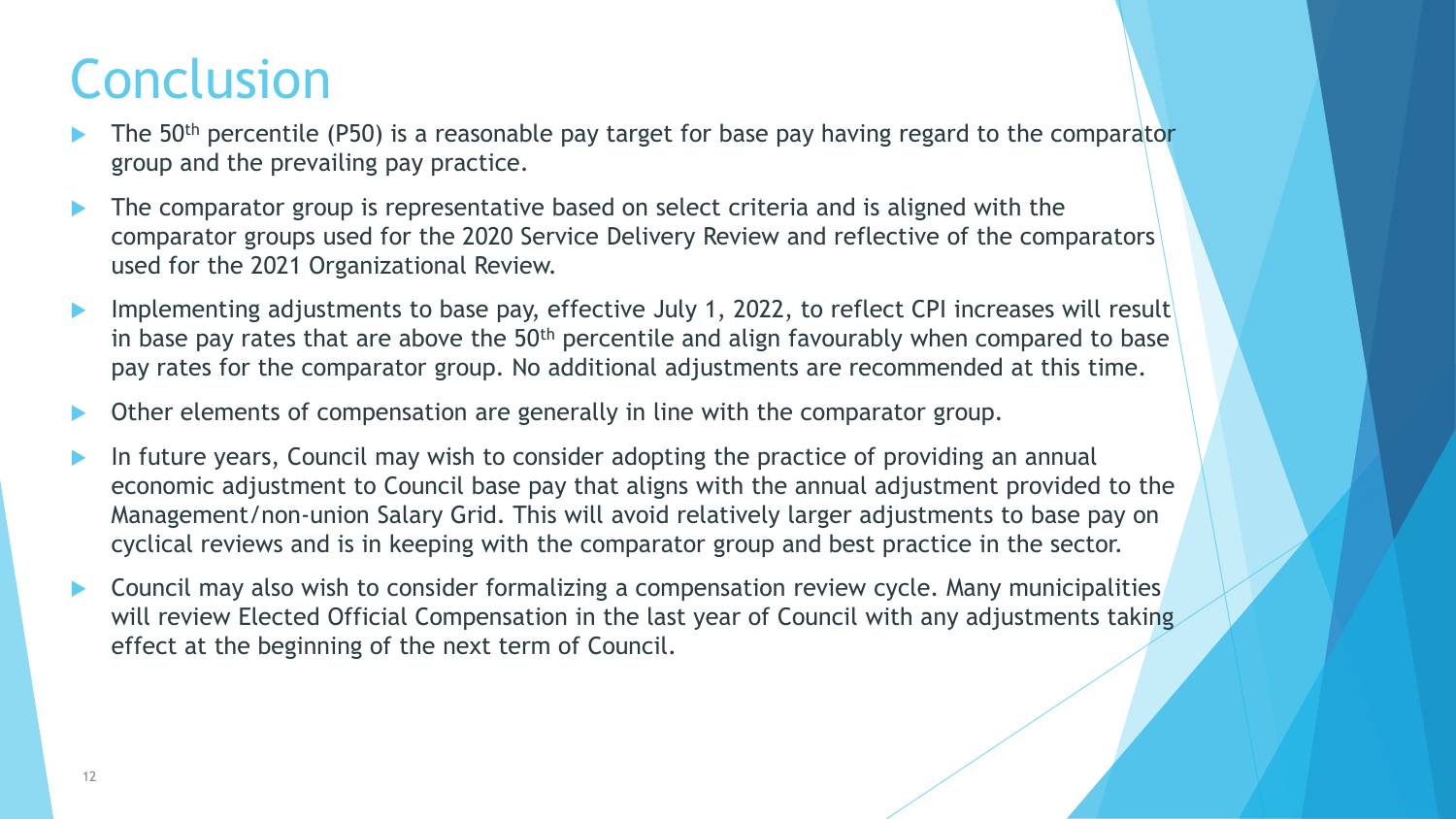# Conclusion

- The 50th percentile (P50) is a reasonable pay target for base pay having regard to the comparator group and the prevailing pay practice.
- The comparator group is representative based on select criteria and is aligned with the comparator groups used for the 2020 Service Delivery Review and reflective of the comparators used for the 2021 Organizational Review.
- Implementing adjustments to base pay, effective July 1, 2022, to reflect CPI increases will result in base pay rates that are above the 50th percentile and align favourably when compared to base pay rates for the comparator group. No additional adjustments are recommended at this time.
- Other elements of compensation are generally in line with the comparator group.
- In future years, Council may wish to consider adopting the practice of providing an annual economic adjustment to Council base pay that aligns with the annual adjustment provided to the Management/non-union Salary Grid. This will avoid relatively larger adjustments to base pay on cyclical reviews and is in keeping with the comparator group and best practice in the sector.
- Council may also wish to consider formalizing a compensation review cycle. Many municipalities will review Elected Official Compensation in the last year of Council with any adjustments taking effect at the beginning of the next term of Council.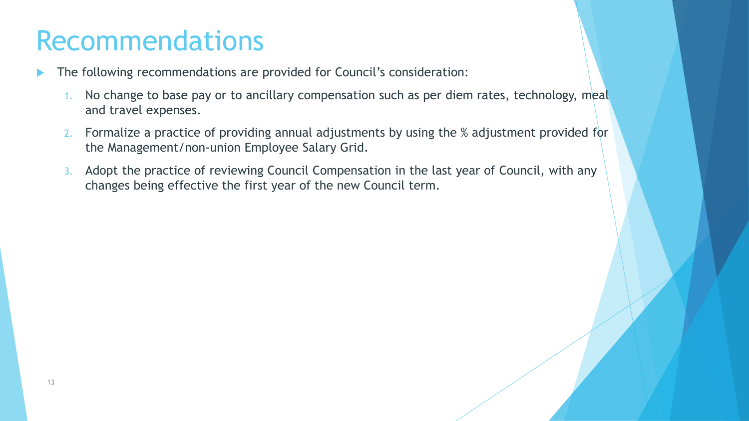# Recommendations

- The following recommendations are provided for Council's consideration:
  1. No change to base pay or to ancillary compensation such as per diem rates, technology, meal and travel expenses.
  2. Formalize a practice of providing annual adjustments by using the % adjustment provided for the Management/non-union Employee Salary Grid.
  3. Adopt the practice of reviewing Council Compensation in the last year of Council, with any changes being effective the first year of the new Council term.